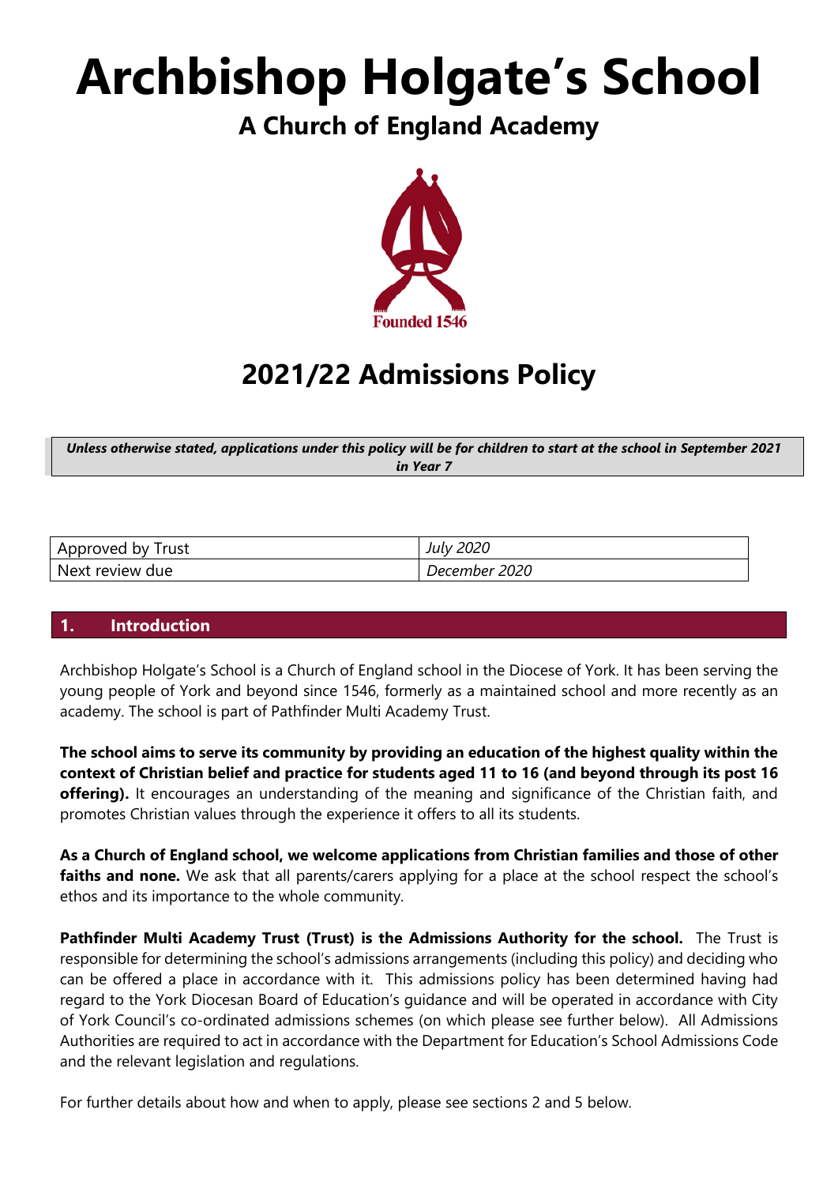# Archbishop Holgate's School

## A Church of England Academy

Founded 1546

# 2021/22 Admissions Policy

***Unless otherwise stated, applications under this policy will be for children to start at the school in September 2021 in Year 7***

| Approved by Trust | *July 2020* |
|---|---|
| Next review due | *December 2020* |

## 1. Introduction

Archbishop Holgate's School is a Church of England school in the Diocese of York. It has been serving the young people of York and beyond since 1546, formerly as a maintained school and more recently as an academy. The school is part of Pathfinder Multi Academy Trust.

**The school aims to serve its community by providing an education of the highest quality within the context of Christian belief and practice for students aged 11 to 16 (and beyond through its post 16 offering).** It encourages an understanding of the meaning and significance of the Christian faith, and promotes Christian values through the experience it offers to all its students.

**As a Church of England school, we welcome applications from Christian families and those of other faiths and none.** We ask that all parents/carers applying for a place at the school respect the school's ethos and its importance to the whole community.

**Pathfinder Multi Academy Trust (Trust) is the Admissions Authority for the school.** The Trust is responsible for determining the school's admissions arrangements (including this policy) and deciding who can be offered a place in accordance with it. This admissions policy has been determined having had regard to the York Diocesan Board of Education's guidance and will be operated in accordance with City of York Council's co-ordinated admissions schemes (on which please see further below). All Admissions Authorities are required to act in accordance with the Department for Education's School Admissions Code and the relevant legislation and regulations.

For further details about how and when to apply, please see sections 2 and 5 below.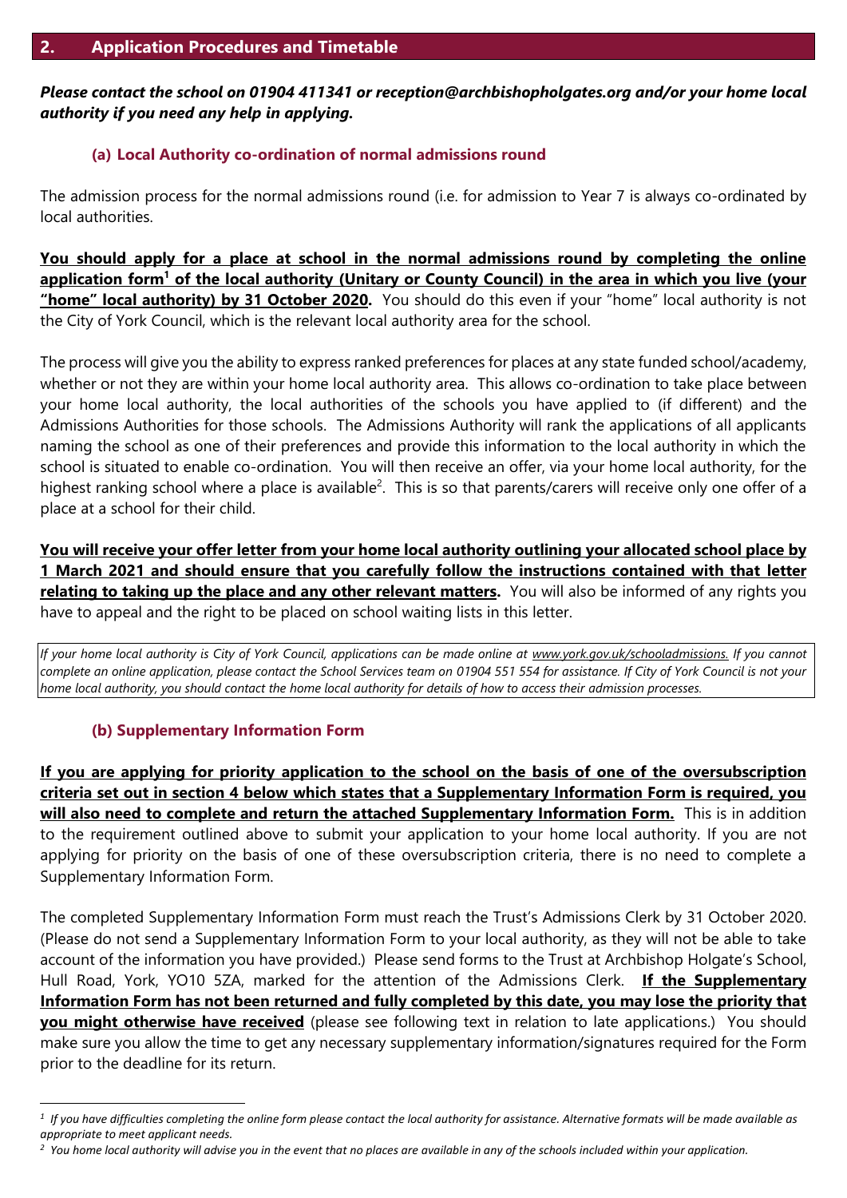## 2. Application Procedures and Timetable

***Please contact the school on 01904 411341 or reception@archbishopholgates.org and/or your home local authority if you need any help in applying.***

### (a) Local Authority co-ordination of normal admissions round

The admission process for the normal admissions round (i.e. for admission to Year 7 is always co-ordinated by local authorities.

**You should apply for a place at school in the normal admissions round by completing the online application form[1] of the local authority (Unitary or County Council) in the area in which you live (your "home" local authority) by 31 October 2020.** You should do this even if your "home" local authority is not the City of York Council, which is the relevant local authority area for the school.

The process will give you the ability to express ranked preferences for places at any state funded school/academy, whether or not they are within your home local authority area. This allows co-ordination to take place between your home local authority, the local authorities of the schools you have applied to (if different) and the Admissions Authorities for those schools. The Admissions Authority will rank the applications of all applicants naming the school as one of their preferences and provide this information to the local authority in which the school is situated to enable co-ordination. You will then receive an offer, via your home local authority, for the highest ranking school where a place is available[2]. This is so that parents/carers will receive only one offer of a place at a school for their child.

**You will receive your offer letter from your home local authority outlining your allocated school place by 1 March 2021 and should ensure that you carefully follow the instructions contained with that letter relating to taking up the place and any other relevant matters.** You will also be informed of any rights you have to appeal and the right to be placed on school waiting lists in this letter.

*If your home local authority is City of York Council, applications can be made online at www.york.gov.uk/schooladmissions. If you cannot complete an online application, please contact the School Services team on 01904 551 554 for assistance. If City of York Council is not your home local authority, you should contact the home local authority for details of how to access their admission processes.*

### (b) Supplementary Information Form

**If you are applying for priority application to the school on the basis of one of the oversubscription criteria set out in section 4 below which states that a Supplementary Information Form is required, you will also need to complete and return the attached Supplementary Information Form.** This is in addition to the requirement outlined above to submit your application to your home local authority. If you are not applying for priority on the basis of one of these oversubscription criteria, there is no need to complete a Supplementary Information Form.

The completed Supplementary Information Form must reach the Trust's Admissions Clerk by 31 October 2020. (Please do not send a Supplementary Information Form to your local authority, as they will not be able to take account of the information you have provided.) Please send forms to the Trust at Archbishop Holgate's School, Hull Road, York, YO10 5ZA, marked for the attention of the Admissions Clerk. **If the Supplementary Information Form has not been returned and fully completed by this date, you may lose the priority that you might otherwise have received** (please see following text in relation to late applications.) You should make sure you allow the time to get any necessary supplementary information/signatures required for the Form prior to the deadline for its return.

---

*[1] If you have difficulties completing the online form please contact the local authority for assistance. Alternative formats will be made available as appropriate to meet applicant needs.*

*[2] You home local authority will advise you in the event that no places are available in any of the schools included within your application.*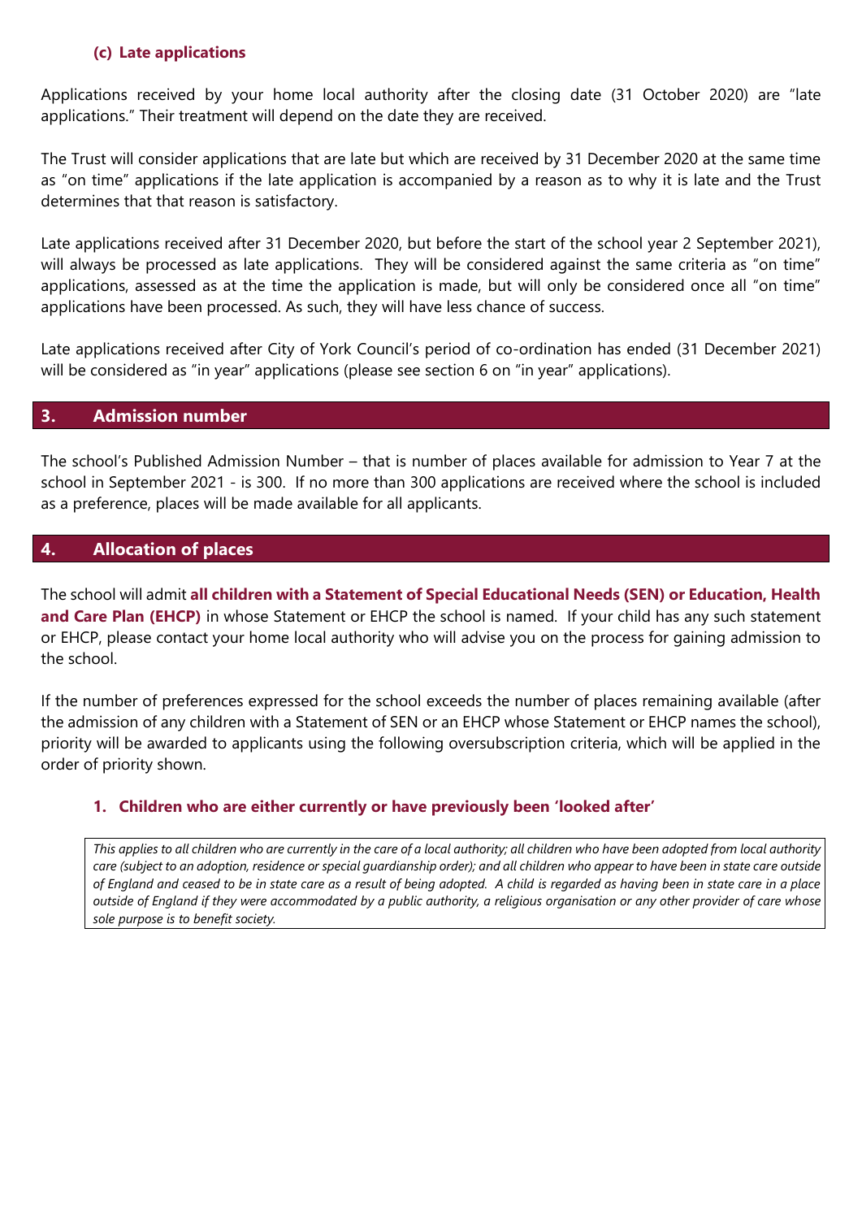#### (c) Late applications

Applications received by your home local authority after the closing date (31 October 2020) are "late applications." Their treatment will depend on the date they are received.

The Trust will consider applications that are late but which are received by 31 December 2020 at the same time as "on time" applications if the late application is accompanied by a reason as to why it is late and the Trust determines that that reason is satisfactory.

Late applications received after 31 December 2020, but before the start of the school year 2 September 2021), will always be processed as late applications. They will be considered against the same criteria as "on time" applications, assessed as at the time the application is made, but will only be considered once all "on time" applications have been processed. As such, they will have less chance of success.

Late applications received after City of York Council's period of co-ordination has ended (31 December 2021) will be considered as "in year" applications (please see section 6 on "in year" applications).

## 3. Admission number

The school's Published Admission Number – that is number of places available for admission to Year 7 at the school in September 2021 - is 300. If no more than 300 applications are received where the school is included as a preference, places will be made available for all applicants.

## 4. Allocation of places

The school will admit **all children with a Statement of Special Educational Needs (SEN) or Education, Health and Care Plan (EHCP)** in whose Statement or EHCP the school is named. If your child has any such statement or EHCP, please contact your home local authority who will advise you on the process for gaining admission to the school.

If the number of preferences expressed for the school exceeds the number of places remaining available (after the admission of any children with a Statement of SEN or an EHCP whose Statement or EHCP names the school), priority will be awarded to applicants using the following oversubscription criteria, which will be applied in the order of priority shown.

### 1. Children who are either currently or have previously been 'looked after'

*This applies to all children who are currently in the care of a local authority; all children who have been adopted from local authority care (subject to an adoption, residence or special guardianship order); and all children who appear to have been in state care outside of England and ceased to be in state care as a result of being adopted. A child is regarded as having been in state care in a place outside of England if they were accommodated by a public authority, a religious organisation or any other provider of care whose sole purpose is to benefit society.*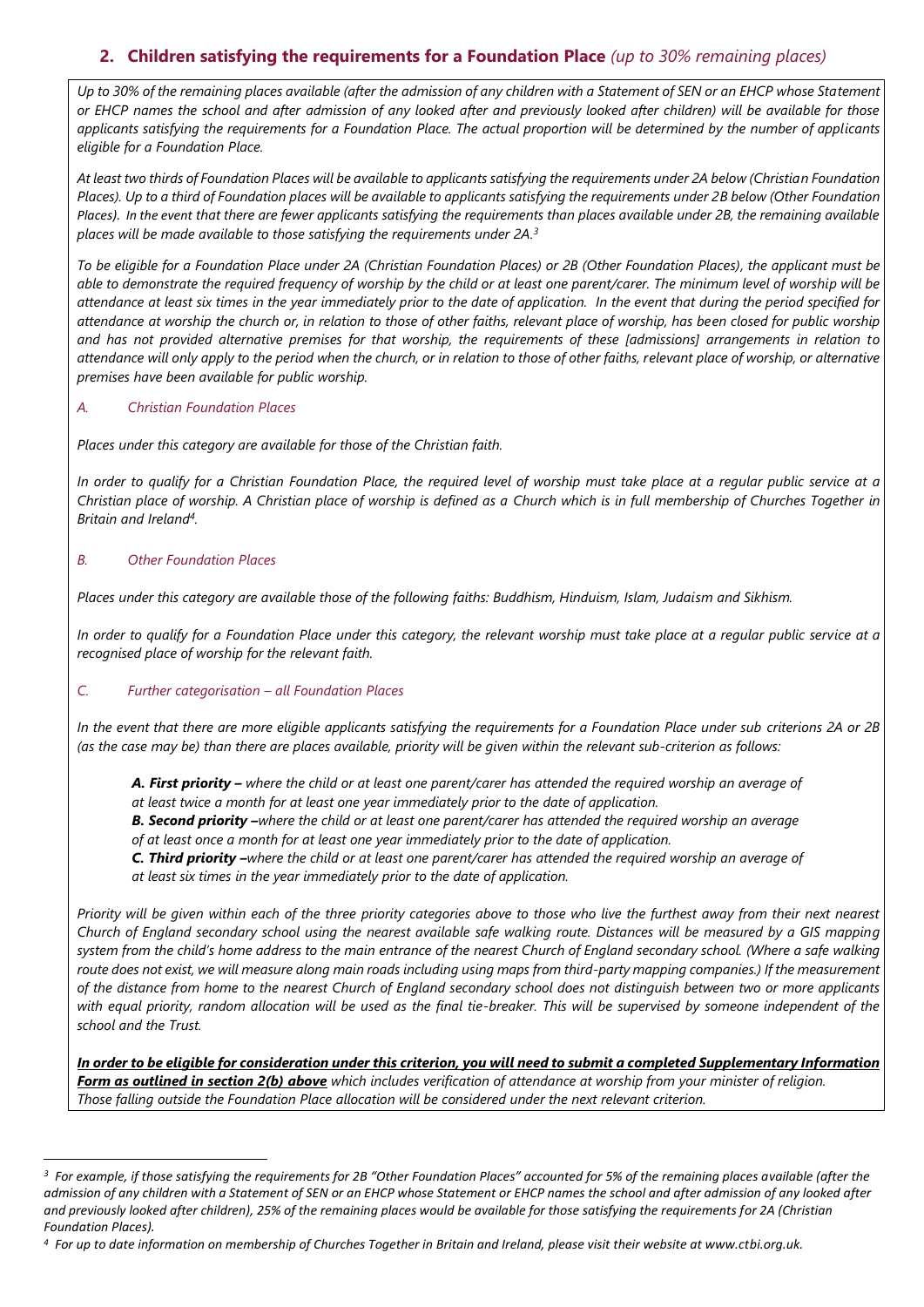## 2. Children satisfying the requirements for a Foundation Place *(up to 30% remaining places)*

*Up to 30% of the remaining places available (after the admission of any children with a Statement of SEN or an EHCP whose Statement or EHCP names the school and after admission of any looked after and previously looked after children) will be available for those applicants satisfying the requirements for a Foundation Place. The actual proportion will be determined by the number of applicants eligible for a Foundation Place.*

*At least two thirds of Foundation Places will be available to applicants satisfying the requirements under 2A below (Christian Foundation Places). Up to a third of Foundation places will be available to applicants satisfying the requirements under 2B below (Other Foundation Places). In the event that there are fewer applicants satisfying the requirements than places available under 2B, the remaining available places will be made available to those satisfying the requirements under 2A.*[3]

*To be eligible for a Foundation Place under 2A (Christian Foundation Places) or 2B (Other Foundation Places), the applicant must be able to demonstrate the required frequency of worship by the child or at least one parent/carer. The minimum level of worship will be attendance at least six times in the year immediately prior to the date of application. In the event that during the period specified for attendance at worship the church or, in relation to those of other faiths, relevant place of worship, has been closed for public worship and has not provided alternative premises for that worship, the requirements of these [admissions] arrangements in relation to attendance will only apply to the period when the church, or in relation to those of other faiths, relevant place of worship, or alternative premises have been available for public worship.*

*A. Christian Foundation Places*

*Places under this category are available for those of the Christian faith.*

*In order to qualify for a Christian Foundation Place, the required level of worship must take place at a regular public service at a Christian place of worship. A Christian place of worship is defined as a Church which is in full membership of Churches Together in Britain and Ireland*[4]*.*

*B. Other Foundation Places*

*Places under this category are available those of the following faiths: Buddhism, Hinduism, Islam, Judaism and Sikhism.*

*In order to qualify for a Foundation Place under this category, the relevant worship must take place at a regular public service at a recognised place of worship for the relevant faith.*

*C. Further categorisation – all Foundation Places*

*In the event that there are more eligible applicants satisfying the requirements for a Foundation Place under sub criterions 2A or 2B (as the case may be) than there are places available, priority will be given within the relevant sub-criterion as follows:*

> ***A. First priority –*** *where the child or at least one parent/carer has attended the required worship an average of at least twice a month for at least one year immediately prior to the date of application.*
> ***B. Second priority –****where the child or at least one parent/carer has attended the required worship an average of at least once a month for at least one year immediately prior to the date of application.*
> ***C. Third priority –****where the child or at least one parent/carer has attended the required worship an average of at least six times in the year immediately prior to the date of application.*

*Priority will be given within each of the three priority categories above to those who live the furthest away from their next nearest Church of England secondary school using the nearest available safe walking route. Distances will be measured by a GIS mapping system from the child's home address to the main entrance of the nearest Church of England secondary school. (Where a safe walking route does not exist, we will measure along main roads including using maps from third-party mapping companies.) If the measurement of the distance from home to the nearest Church of England secondary school does not distinguish between two or more applicants with equal priority, random allocation will be used as the final tie-breaker. This will be supervised by someone independent of the school and the Trust.*

***<u>In order to be eligible for consideration under this criterion, you will need to submit a completed Supplementary Information Form as outlined in section 2(b) above</u>*** *which includes verification of attendance at worship from your minister of religion. Those falling outside the Foundation Place allocation will be considered under the next relevant criterion.*

---

[3] *For example, if those satisfying the requirements for 2B "Other Foundation Places" accounted for 5% of the remaining places available (after the admission of any children with a Statement of SEN or an EHCP whose Statement or EHCP names the school and after admission of any looked after and previously looked after children), 25% of the remaining places would be available for those satisfying the requirements for 2A (Christian Foundation Places).*

[4] *For up to date information on membership of Churches Together in Britain and Ireland, please visit their website at www.ctbi.org.uk.*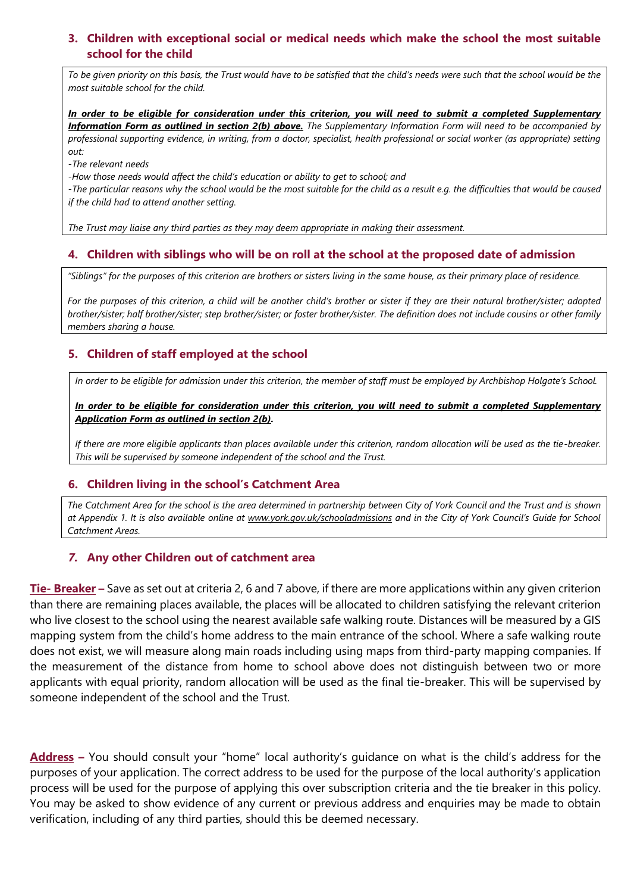### 3. Children with exceptional social or medical needs which make the school the most suitable school for the child

*To be given priority on this basis, the Trust would have to be satisfied that the child's needs were such that the school would be the most suitable school for the child.*

***<u>In order to be eligible for consideration under this criterion, you will need to submit a completed Supplementary Information Form as outlined in section 2(b) above.</u>*** *The Supplementary Information Form will need to be accompanied by professional supporting evidence, in writing, from a doctor, specialist, health professional or social worker (as appropriate) setting out:*

*-The relevant needs*

*-How those needs would affect the child's education or ability to get to school; and*

*-The particular reasons why the school would be the most suitable for the child as a result e.g. the difficulties that would be caused if the child had to attend another setting.*

*The Trust may liaise any third parties as they may deem appropriate in making their assessment.*

### 4. Children with siblings who will be on roll at the school at the proposed date of admission

*"Siblings" for the purposes of this criterion are brothers or sisters living in the same house, as their primary place of residence.*

*For the purposes of this criterion, a child will be another child's brother or sister if they are their natural brother/sister; adopted brother/sister; half brother/sister; step brother/sister; or foster brother/sister. The definition does not include cousins or other family members sharing a house.*

### 5. Children of staff employed at the school

*In order to be eligible for admission under this criterion, the member of staff must be employed by Archbishop Holgate's School.*

***<u>In order to be eligible for consideration under this criterion, you will need to submit a completed Supplementary Application Form as outlined in section 2(b)</u>.***

*If there are more eligible applicants than places available under this criterion, random allocation will be used as the tie-breaker. This will be supervised by someone independent of the school and the Trust.*

### 6. Children living in the school's Catchment Area

*The Catchment Area for the school is the area determined in partnership between City of York Council and the Trust and is shown at Appendix 1. It is also available online at <u>www.york.gov.uk/schooladmissions</u> and in the City of York Council's Guide for School Catchment Areas.*

### *7.* Any other Children out of catchment area

**<u>Tie- Breaker</u> –** Save as set out at criteria 2, 6 and 7 above, if there are more applications within any given criterion than there are remaining places available, the places will be allocated to children satisfying the relevant criterion who live closest to the school using the nearest available safe walking route. Distances will be measured by a GIS mapping system from the child's home address to the main entrance of the school. Where a safe walking route does not exist, we will measure along main roads including using maps from third-party mapping companies. If the measurement of the distance from home to school above does not distinguish between two or more applicants with equal priority, random allocation will be used as the final tie-breaker. This will be supervised by someone independent of the school and the Trust.

**<u>Address</u> –** You should consult your "home" local authority's guidance on what is the child's address for the purposes of your application. The correct address to be used for the purpose of the local authority's application process will be used for the purpose of applying this over subscription criteria and the tie breaker in this policy. You may be asked to show evidence of any current or previous address and enquiries may be made to obtain verification, including of any third parties, should this be deemed necessary.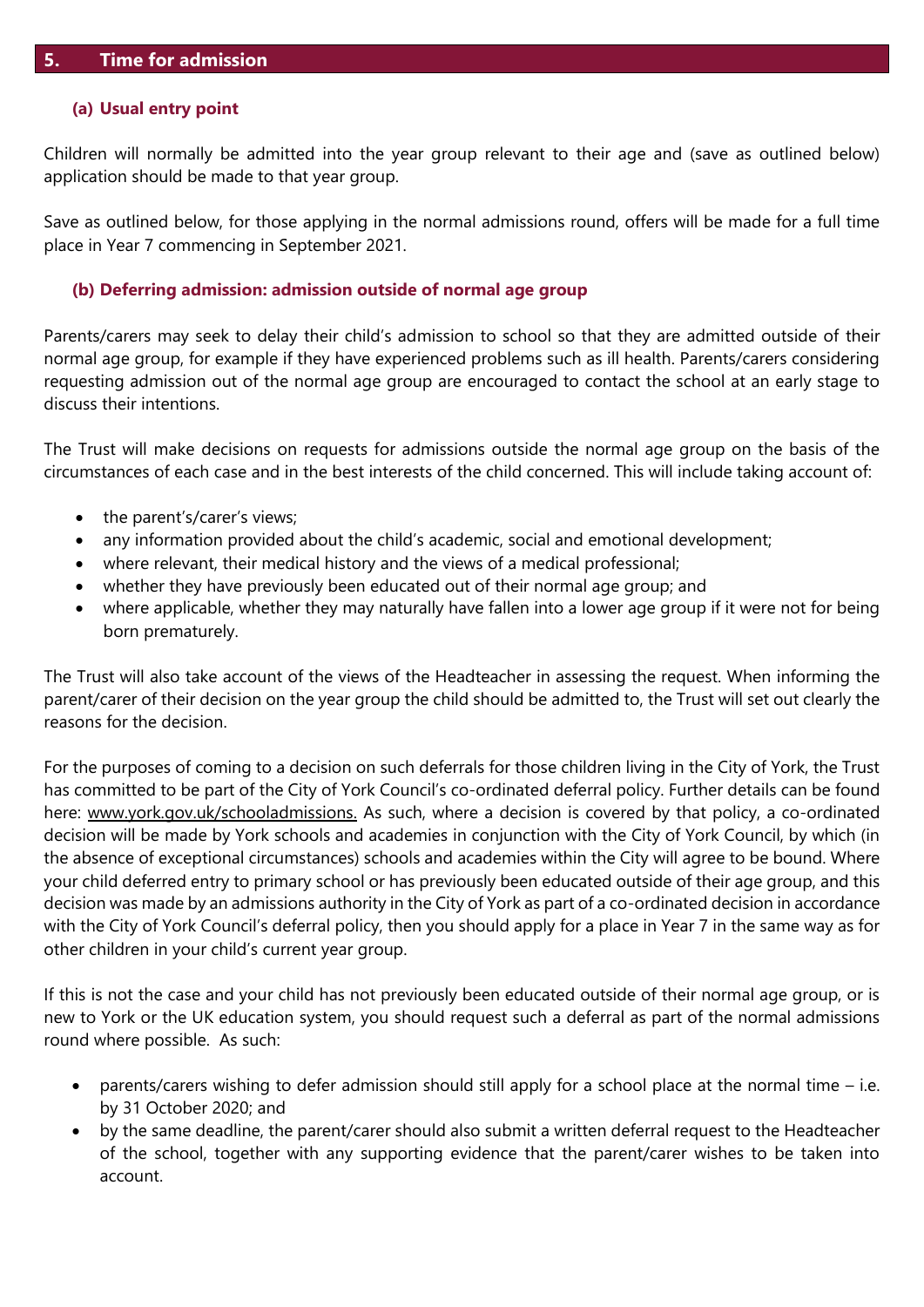## 5. Time for admission

### (a) Usual entry point

Children will normally be admitted into the year group relevant to their age and (save as outlined below) application should be made to that year group.

Save as outlined below, for those applying in the normal admissions round, offers will be made for a full time place in Year 7 commencing in September 2021.

### (b) Deferring admission: admission outside of normal age group

Parents/carers may seek to delay their child's admission to school so that they are admitted outside of their normal age group, for example if they have experienced problems such as ill health. Parents/carers considering requesting admission out of the normal age group are encouraged to contact the school at an early stage to discuss their intentions.

The Trust will make decisions on requests for admissions outside the normal age group on the basis of the circumstances of each case and in the best interests of the child concerned. This will include taking account of:

- the parent's/carer's views;
- any information provided about the child's academic, social and emotional development;
- where relevant, their medical history and the views of a medical professional;
- whether they have previously been educated out of their normal age group; and
- where applicable, whether they may naturally have fallen into a lower age group if it were not for being born prematurely.

The Trust will also take account of the views of the Headteacher in assessing the request. When informing the parent/carer of their decision on the year group the child should be admitted to, the Trust will set out clearly the reasons for the decision.

For the purposes of coming to a decision on such deferrals for those children living in the City of York, the Trust has committed to be part of the City of York Council's co-ordinated deferral policy. Further details can be found here: www.york.gov.uk/schooladmissions. As such, where a decision is covered by that policy, a co-ordinated decision will be made by York schools and academies in conjunction with the City of York Council, by which (in the absence of exceptional circumstances) schools and academies within the City will agree to be bound. Where your child deferred entry to primary school or has previously been educated outside of their age group, and this decision was made by an admissions authority in the City of York as part of a co-ordinated decision in accordance with the City of York Council's deferral policy, then you should apply for a place in Year 7 in the same way as for other children in your child's current year group.

If this is not the case and your child has not previously been educated outside of their normal age group, or is new to York or the UK education system, you should request such a deferral as part of the normal admissions round where possible. As such:

- parents/carers wishing to defer admission should still apply for a school place at the normal time – i.e. by 31 October 2020; and
- by the same deadline, the parent/carer should also submit a written deferral request to the Headteacher of the school, together with any supporting evidence that the parent/carer wishes to be taken into account.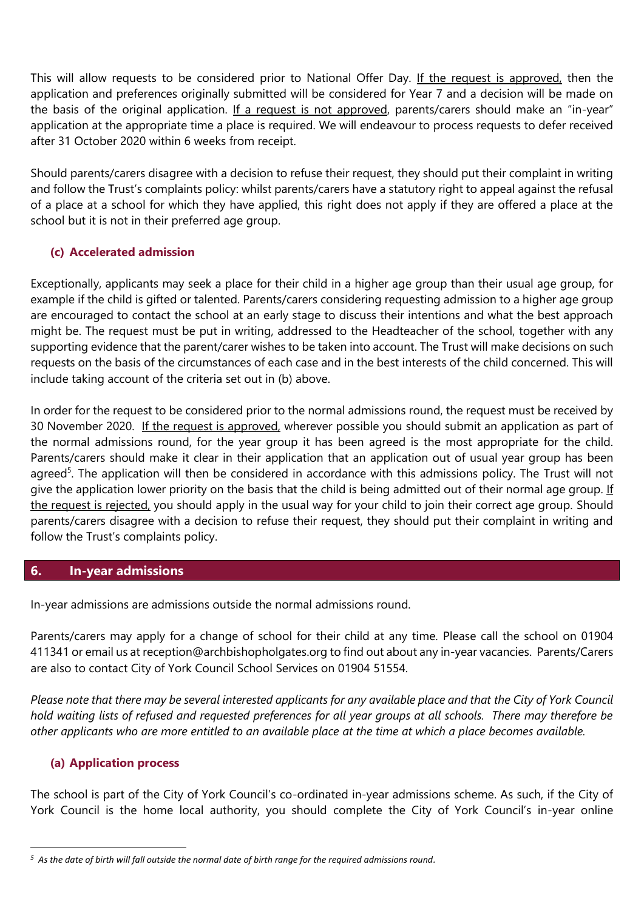This will allow requests to be considered prior to National Offer Day. If the request is approved, then the application and preferences originally submitted will be considered for Year 7 and a decision will be made on the basis of the original application. If a request is not approved, parents/carers should make an "in-year" application at the appropriate time a place is required. We will endeavour to process requests to defer received after 31 October 2020 within 6 weeks from receipt.

Should parents/carers disagree with a decision to refuse their request, they should put their complaint in writing and follow the Trust's complaints policy: whilst parents/carers have a statutory right to appeal against the refusal of a place at a school for which they have applied, this right does not apply if they are offered a place at the school but it is not in their preferred age group.

### (c) Accelerated admission

Exceptionally, applicants may seek a place for their child in a higher age group than their usual age group, for example if the child is gifted or talented. Parents/carers considering requesting admission to a higher age group are encouraged to contact the school at an early stage to discuss their intentions and what the best approach might be. The request must be put in writing, addressed to the Headteacher of the school, together with any supporting evidence that the parent/carer wishes to be taken into account. The Trust will make decisions on such requests on the basis of the circumstances of each case and in the best interests of the child concerned. This will include taking account of the criteria set out in (b) above.

In order for the request to be considered prior to the normal admissions round, the request must be received by 30 November 2020. If the request is approved, wherever possible you should submit an application as part of the normal admissions round, for the year group it has been agreed is the most appropriate for the child. Parents/carers should make it clear in their application that an application out of usual year group has been agreed[5]. The application will then be considered in accordance with this admissions policy. The Trust will not give the application lower priority on the basis that the child is being admitted out of their normal age group. If the request is rejected, you should apply in the usual way for your child to join their correct age group. Should parents/carers disagree with a decision to refuse their request, they should put their complaint in writing and follow the Trust's complaints policy.

## 6. In-year admissions

In-year admissions are admissions outside the normal admissions round.

Parents/carers may apply for a change of school for their child at any time. Please call the school on 01904 411341 or email us at reception@archbishopholgates.org to find out about any in-year vacancies. Parents/Carers are also to contact City of York Council School Services on 01904 51554.

*Please note that there may be several interested applicants for any available place and that the City of York Council hold waiting lists of refused and requested preferences for all year groups at all schools. There may therefore be other applicants who are more entitled to an available place at the time at which a place becomes available.*

### (a) Application process

The school is part of the City of York Council's co-ordinated in-year admissions scheme. As such, if the City of York Council is the home local authority, you should complete the City of York Council's in-year online

---

[5] *As the date of birth will fall outside the normal date of birth range for the required admissions round.*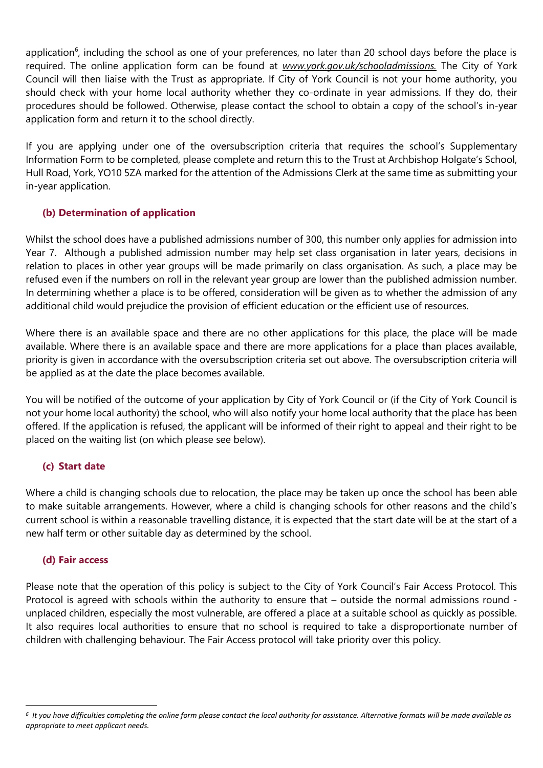application[6], including the school as one of your preferences, no later than 20 school days before the place is required. The online application form can be found at *www.york.gov.uk/schooladmissions.* The City of York Council will then liaise with the Trust as appropriate. If City of York Council is not your home authority, you should check with your home local authority whether they co-ordinate in year admissions. If they do, their procedures should be followed. Otherwise, please contact the school to obtain a copy of the school's in-year application form and return it to the school directly.

If you are applying under one of the oversubscription criteria that requires the school's Supplementary Information Form to be completed, please complete and return this to the Trust at Archbishop Holgate's School, Hull Road, York, YO10 5ZA marked for the attention of the Admissions Clerk at the same time as submitting your in-year application.

### (b) Determination of application

Whilst the school does have a published admissions number of 300, this number only applies for admission into Year 7. Although a published admission number may help set class organisation in later years, decisions in relation to places in other year groups will be made primarily on class organisation. As such, a place may be refused even if the numbers on roll in the relevant year group are lower than the published admission number. In determining whether a place is to be offered, consideration will be given as to whether the admission of any additional child would prejudice the provision of efficient education or the efficient use of resources.

Where there is an available space and there are no other applications for this place, the place will be made available. Where there is an available space and there are more applications for a place than places available, priority is given in accordance with the oversubscription criteria set out above. The oversubscription criteria will be applied as at the date the place becomes available.

You will be notified of the outcome of your application by City of York Council or (if the City of York Council is not your home local authority) the school, who will also notify your home local authority that the place has been offered. If the application is refused, the applicant will be informed of their right to appeal and their right to be placed on the waiting list (on which please see below).

### (c) Start date

Where a child is changing schools due to relocation, the place may be taken up once the school has been able to make suitable arrangements. However, where a child is changing schools for other reasons and the child's current school is within a reasonable travelling distance, it is expected that the start date will be at the start of a new half term or other suitable day as determined by the school.

### (d) Fair access

Please note that the operation of this policy is subject to the City of York Council's Fair Access Protocol. This Protocol is agreed with schools within the authority to ensure that – outside the normal admissions round - unplaced children, especially the most vulnerable, are offered a place at a suitable school as quickly as possible. It also requires local authorities to ensure that no school is required to take a disproportionate number of children with challenging behaviour. The Fair Access protocol will take priority over this policy.

---

[6] *It you have difficulties completing the online form please contact the local authority for assistance. Alternative formats will be made available as appropriate to meet applicant needs.*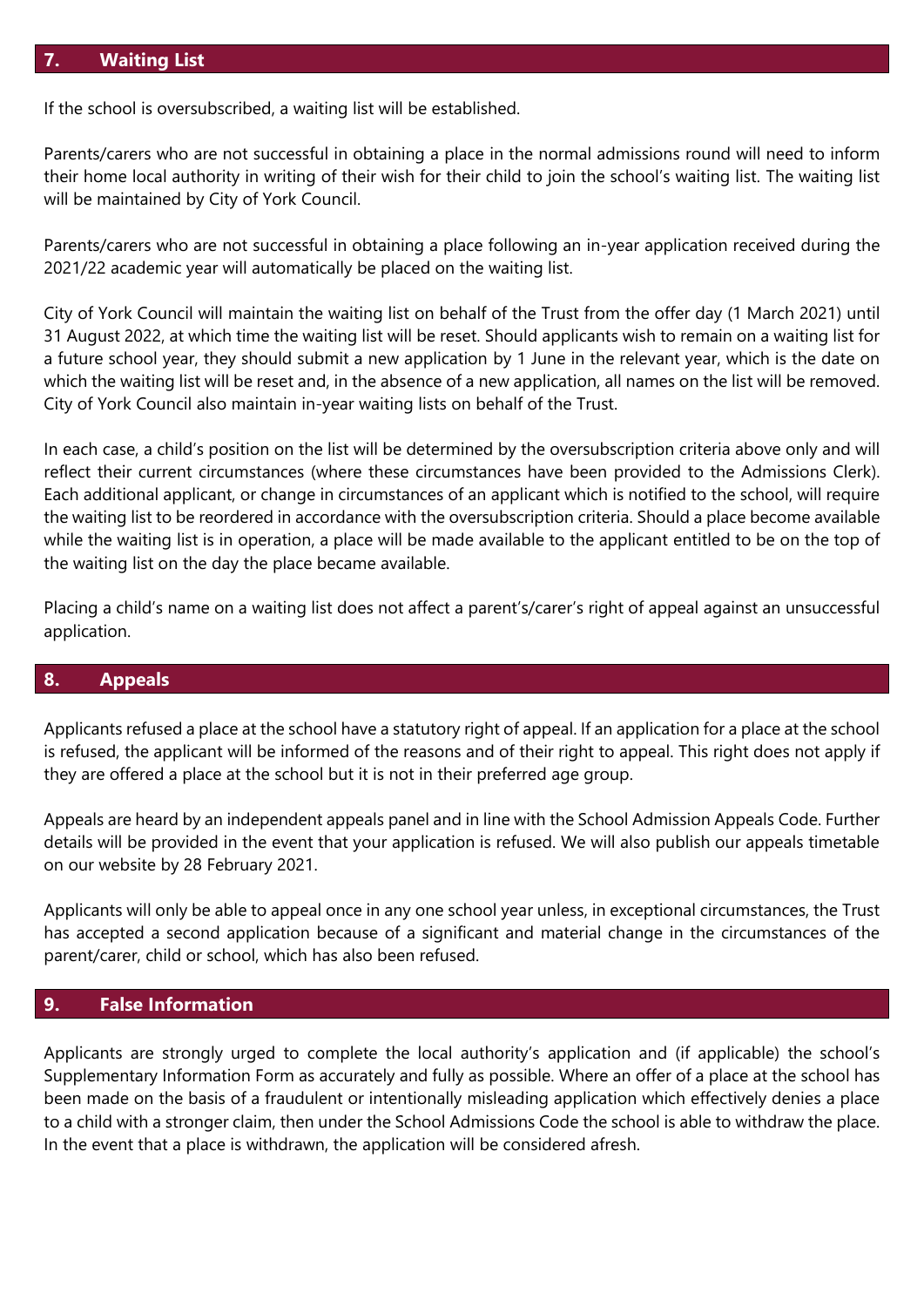## 7. Waiting List

If the school is oversubscribed, a waiting list will be established.

Parents/carers who are not successful in obtaining a place in the normal admissions round will need to inform their home local authority in writing of their wish for their child to join the school's waiting list. The waiting list will be maintained by City of York Council.

Parents/carers who are not successful in obtaining a place following an in-year application received during the 2021/22 academic year will automatically be placed on the waiting list.

City of York Council will maintain the waiting list on behalf of the Trust from the offer day (1 March 2021) until 31 August 2022, at which time the waiting list will be reset. Should applicants wish to remain on a waiting list for a future school year, they should submit a new application by 1 June in the relevant year, which is the date on which the waiting list will be reset and, in the absence of a new application, all names on the list will be removed. City of York Council also maintain in-year waiting lists on behalf of the Trust.

In each case, a child's position on the list will be determined by the oversubscription criteria above only and will reflect their current circumstances (where these circumstances have been provided to the Admissions Clerk). Each additional applicant, or change in circumstances of an applicant which is notified to the school, will require the waiting list to be reordered in accordance with the oversubscription criteria. Should a place become available while the waiting list is in operation, a place will be made available to the applicant entitled to be on the top of the waiting list on the day the place became available.

Placing a child's name on a waiting list does not affect a parent's/carer's right of appeal against an unsuccessful application.

## 8. Appeals

Applicants refused a place at the school have a statutory right of appeal. If an application for a place at the school is refused, the applicant will be informed of the reasons and of their right to appeal. This right does not apply if they are offered a place at the school but it is not in their preferred age group.

Appeals are heard by an independent appeals panel and in line with the School Admission Appeals Code. Further details will be provided in the event that your application is refused. We will also publish our appeals timetable on our website by 28 February 2021.

Applicants will only be able to appeal once in any one school year unless, in exceptional circumstances, the Trust has accepted a second application because of a significant and material change in the circumstances of the parent/carer, child or school, which has also been refused.

## 9. False Information

Applicants are strongly urged to complete the local authority's application and (if applicable) the school's Supplementary Information Form as accurately and fully as possible. Where an offer of a place at the school has been made on the basis of a fraudulent or intentionally misleading application which effectively denies a place to a child with a stronger claim, then under the School Admissions Code the school is able to withdraw the place. In the event that a place is withdrawn, the application will be considered afresh.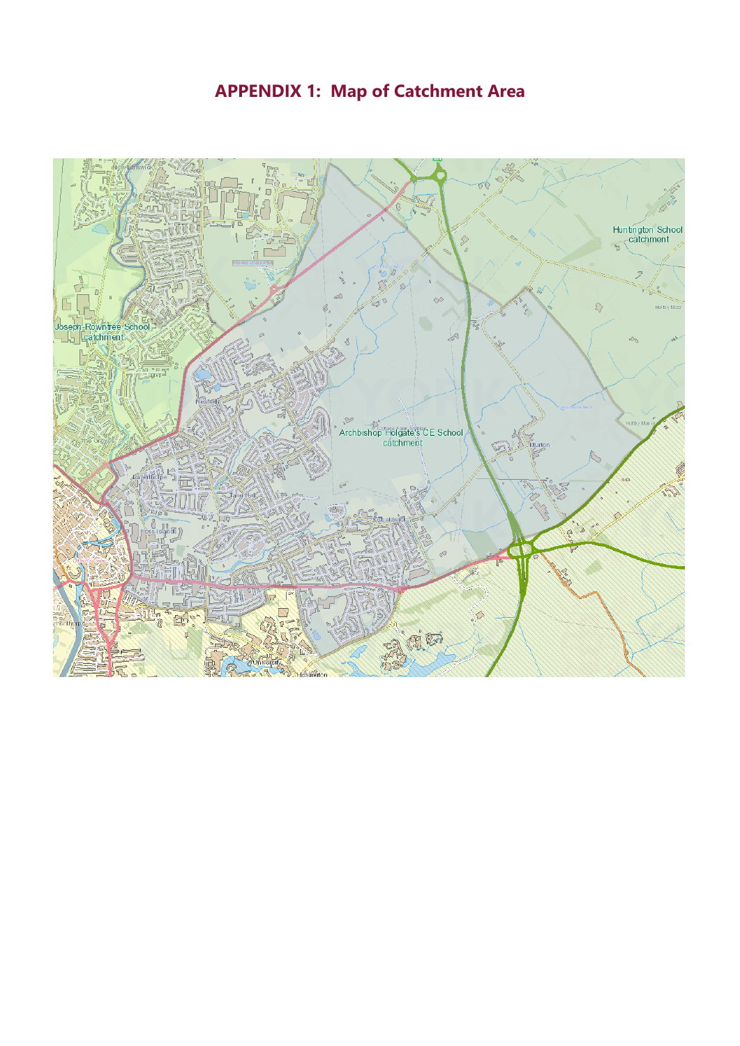# APPENDIX 1: Map of Catchment Area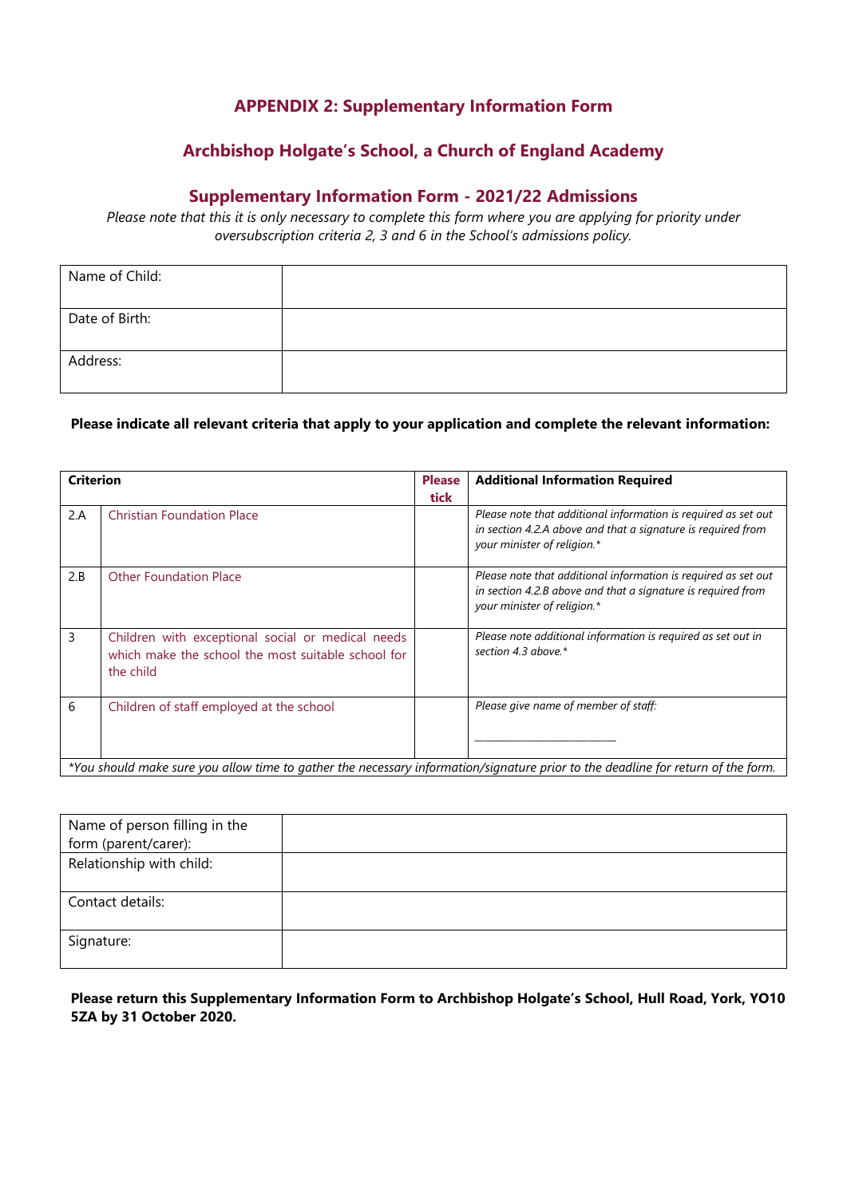## APPENDIX 2: Supplementary Information Form

## Archbishop Holgate's School, a Church of England Academy

### Supplementary Information Form - 2021/22 Admissions

*Please note that this it is only necessary to complete this form where you are applying for priority under oversubscription criteria 2, 3 and 6 in the School's admissions policy.*

| Name of Child: | |
|---|---|
| Date of Birth: | |
| Address: | |

**Please indicate all relevant criteria that apply to your application and complete the relevant information:**

| Criterion | | Please tick | Additional Information Required |
|---|---|---|---|
| 2.A | Christian Foundation Place | | *Please note that additional information is required as set out in section 4.2.A above and that a signature is required from your minister of religion.** |
| 2.B | Other Foundation Place | | *Please note that additional information is required as set out in section 4.2.B above and that a signature is required from your minister of religion.** |
| 3 | Children with exceptional social or medical needs which make the school the most suitable school for the child | | *Please note additional information is required as set out in section 4.3 above.** |
| 6 | Children of staff employed at the school | | *Please give name of member of staff:* ______________________ |

*\*You should make sure you allow time to gather the necessary information/signature prior to the deadline for return of the form.*

| Name of person filling in the form (parent/carer): | |
|---|---|
| Relationship with child: | |
| Contact details: | |
| Signature: | |

**Please return this Supplementary Information Form to Archbishop Holgate's School, Hull Road, York, YO10 5ZA by 31 October 2020.**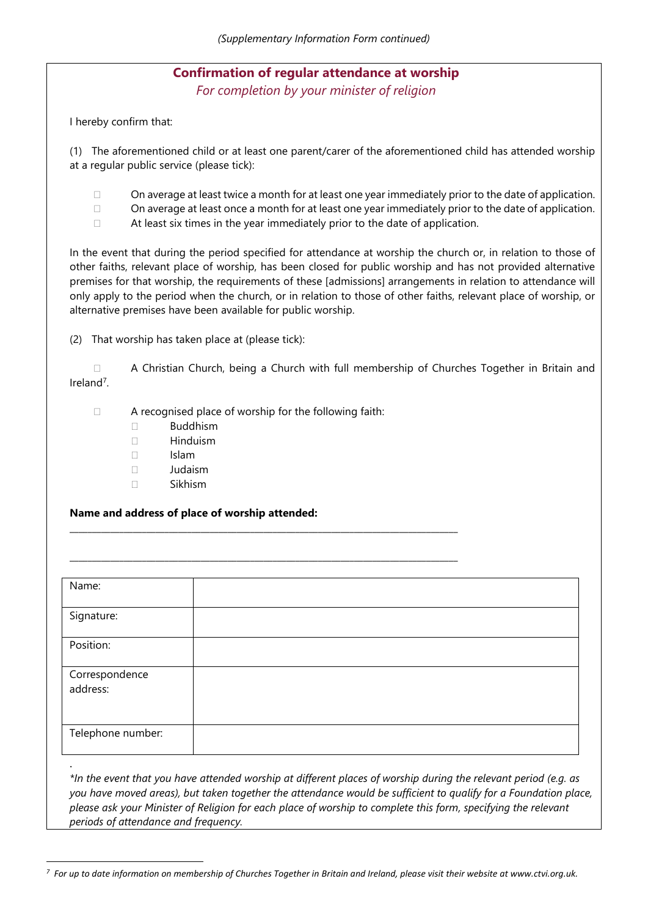*(Supplementary Information Form continued)*

## Confirmation of regular attendance at worship

*For completion by your minister of religion*

I hereby confirm that:

(1) The aforementioned child or at least one parent/carer of the aforementioned child has attended worship at a regular public service (please tick):

- ☐ On average at least twice a month for at least one year immediately prior to the date of application.
- ☐ On average at least once a month for at least one year immediately prior to the date of application.
- ☐ At least six times in the year immediately prior to the date of application.

In the event that during the period specified for attendance at worship the church or, in relation to those of other faiths, relevant place of worship, has been closed for public worship and has not provided alternative premises for that worship, the requirements of these [admissions] arrangements in relation to attendance will only apply to the period when the church, or in relation to those of other faiths, relevant place of worship, or alternative premises have been available for public worship.

(2) That worship has taken place at (please tick):

- ☐ A Christian Church, being a Church with full membership of Churches Together in Britain and Ireland[7].
- ☐ A recognised place of worship for the following faith:
  - ☐ Buddhism
  - ☐ Hinduism
  - ☐ Islam
  - ☐ Judaism
  - ☐ Sikhism

**Name and address of place of worship attended:**

\_\_\_\_\_\_\_\_\_\_\_\_\_\_\_\_\_\_\_\_\_\_\_\_\_\_\_\_\_\_\_\_\_\_\_\_\_\_\_\_\_\_\_\_\_\_\_\_\_\_\_\_\_\_\_\_\_\_\_\_\_\_\_\_\_\_\_\_\_\_\_\_\_\_\_\_

\_\_\_\_\_\_\_\_\_\_\_\_\_\_\_\_\_\_\_\_\_\_\_\_\_\_\_\_\_\_\_\_\_\_\_\_\_\_\_\_\_\_\_\_\_\_\_\_\_\_\_\_\_\_\_\_\_\_\_\_\_\_\_\_\_\_\_\_\_\_\_\_\_\_\_\_

| | |
|---|---|
| Name: | |
| Signature: | |
| Position: | |
| Correspondence address: | |
| Telephone number: | |

*\*In the event that you have attended worship at different places of worship during the relevant period (e.g. as you have moved areas), but taken together the attendance would be sufficient to qualify for a Foundation place, please ask your Minister of Religion for each place of worship to complete this form, specifying the relevant periods of attendance and frequency.*

---

*[7] For up to date information on membership of Churches Together in Britain and Ireland, please visit their website at www.ctvi.org.uk.*